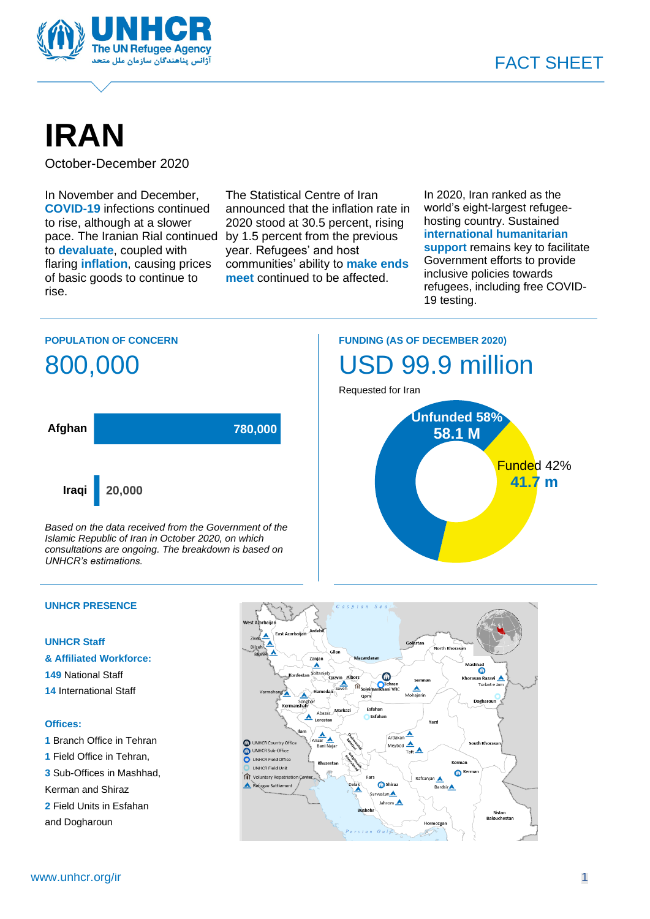# IRAN

October-December 2020

In November and December, **COVID-19** infections continued to rise, although at a slower pace. The Iranian Rial continued to **devaluate**, coupled with flaring **inflation**, causing prices of basic goods to continue to rise.

The Statistical Centre of Iran announced that the inflation rate in 2020 stood at 30.5 percent, rising by 1.5 percent from the previous year. Refugees' and host communities' ability to **make ends meet** continued to be affected.

In 2020, Iran ranked as the world's eight-largest refugee-hosting country. Sustained **international humanitarian support** remains key to facilitate Government efforts to provide inclusive policies towards refugees, including free COVID-19 testing.

## POPULATION OF CONCERN

800,000

| Group | Population |
|---|---|
| Afghan | 780,000 |
| Iraqi | 20,000 |

*Based on the data received from the Government of the Islamic Republic of Iran in October 2020, on which consultations are ongoing. The breakdown is based on UNHCR's estimations.*

## FUNDING (AS OF DECEMBER 2020)

USD 99.9 million

Requested for Iran

- Unfunded 58% – 58.1 M
- Funded 42% – 41.7 m

## UNHCR PRESENCE

**UNHCR Staff & Affiliated Workforce:**

**149** National Staff

**14** International Staff

**Offices:**

**1** Branch Office in Tehran

**1** Field Office in Tehran,

**3** Sub-Offices in Mashhad, Kerman and Shiraz

**2** Field Units in Esfahan and Dogharoun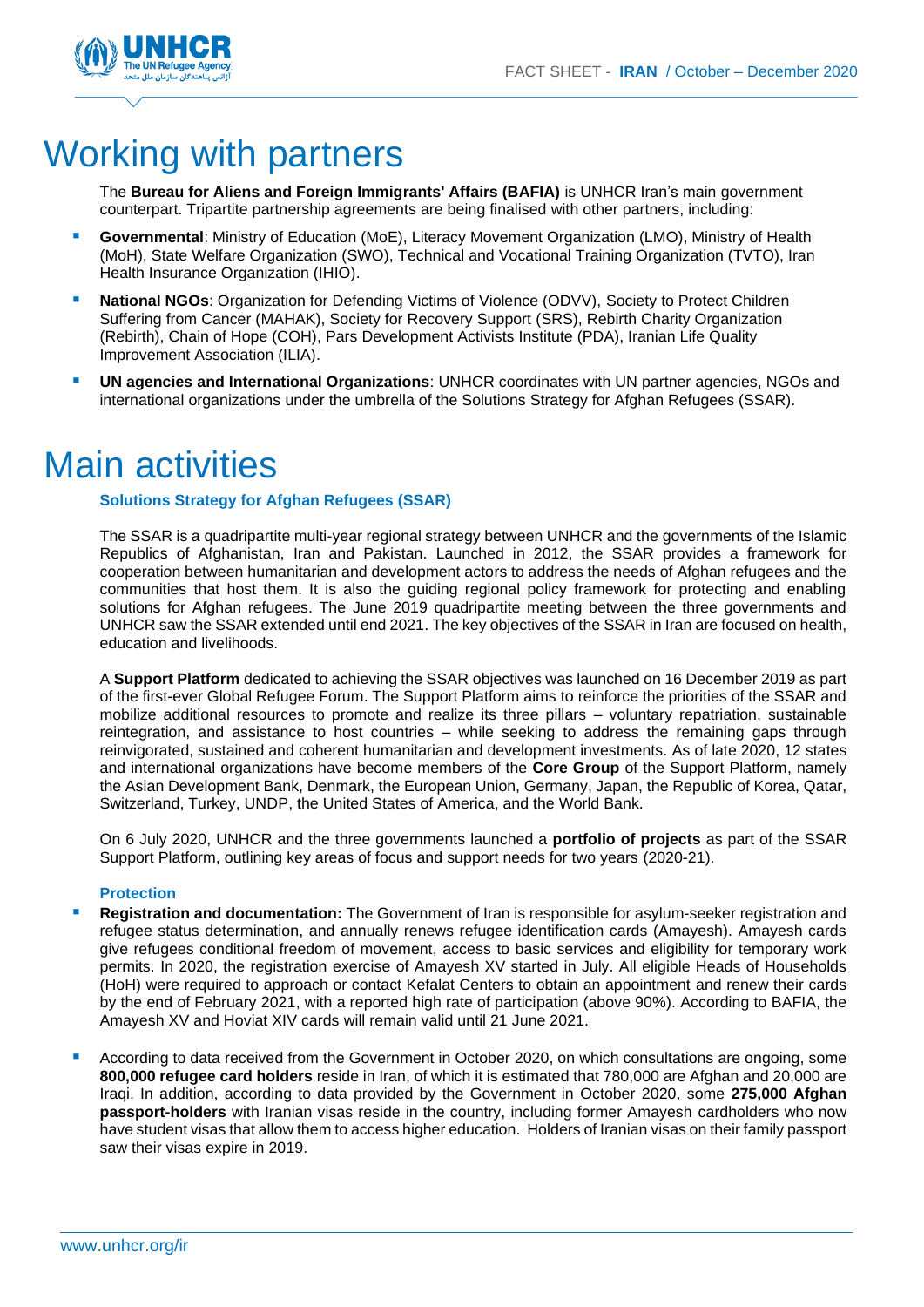# Working with partners

The **Bureau for Aliens and Foreign Immigrants' Affairs (BAFIA)** is UNHCR Iran's main government counterpart. Tripartite partnership agreements are being finalised with other partners, including:

- **Governmental**: Ministry of Education (MoE), Literacy Movement Organization (LMO), Ministry of Health (MoH), State Welfare Organization (SWO), Technical and Vocational Training Organization (TVTO), Iran Health Insurance Organization (IHIO).
- **National NGOs**: Organization for Defending Victims of Violence (ODVV), Society to Protect Children Suffering from Cancer (MAHAK), Society for Recovery Support (SRS), Rebirth Charity Organization (Rebirth), Chain of Hope (COH), Pars Development Activists Institute (PDA), Iranian Life Quality Improvement Association (ILIA).
- **UN agencies and International Organizations**: UNHCR coordinates with UN partner agencies, NGOs and international organizations under the umbrella of the Solutions Strategy for Afghan Refugees (SSAR).

# Main activities

### Solutions Strategy for Afghan Refugees (SSAR)

The SSAR is a quadripartite multi-year regional strategy between UNHCR and the governments of the Islamic Republics of Afghanistan, Iran and Pakistan. Launched in 2012, the SSAR provides a framework for cooperation between humanitarian and development actors to address the needs of Afghan refugees and the communities that host them. It is also the guiding regional policy framework for protecting and enabling solutions for Afghan refugees. The June 2019 quadripartite meeting between the three governments and UNHCR saw the SSAR extended until end 2021. The key objectives of the SSAR in Iran are focused on health, education and livelihoods.

A **Support Platform** dedicated to achieving the SSAR objectives was launched on 16 December 2019 as part of the first-ever Global Refugee Forum. The Support Platform aims to reinforce the priorities of the SSAR and mobilize additional resources to promote and realize its three pillars – voluntary repatriation, sustainable reintegration, and assistance to host countries – while seeking to address the remaining gaps through reinvigorated, sustained and coherent humanitarian and development investments. As of late 2020, 12 states and international organizations have become members of the **Core Group** of the Support Platform, namely the Asian Development Bank, Denmark, the European Union, Germany, Japan, the Republic of Korea, Qatar, Switzerland, Turkey, UNDP, the United States of America, and the World Bank.

On 6 July 2020, UNHCR and the three governments launched a **portfolio of projects** as part of the SSAR Support Platform, outlining key areas of focus and support needs for two years (2020-21).

### Protection

- **Registration and documentation:** The Government of Iran is responsible for asylum-seeker registration and refugee status determination, and annually renews refugee identification cards (Amayesh). Amayesh cards give refugees conditional freedom of movement, access to basic services and eligibility for temporary work permits. In 2020, the registration exercise of Amayesh XV started in July. All eligible Heads of Households (HoH) were required to approach or contact Kefalat Centers to obtain an appointment and renew their cards by the end of February 2021, with a reported high rate of participation (above 90%). According to BAFIA, the Amayesh XV and Hoviat XIV cards will remain valid until 21 June 2021.
- According to data received from the Government in October 2020, on which consultations are ongoing, some **800,000 refugee card holders** reside in Iran, of which it is estimated that 780,000 are Afghan and 20,000 are Iraqi. In addition, according to data provided by the Government in October 2020, some **275,000 Afghan passport-holders** with Iranian visas reside in the country, including former Amayesh cardholders who now have student visas that allow them to access higher education. Holders of Iranian visas on their family passport saw their visas expire in 2019.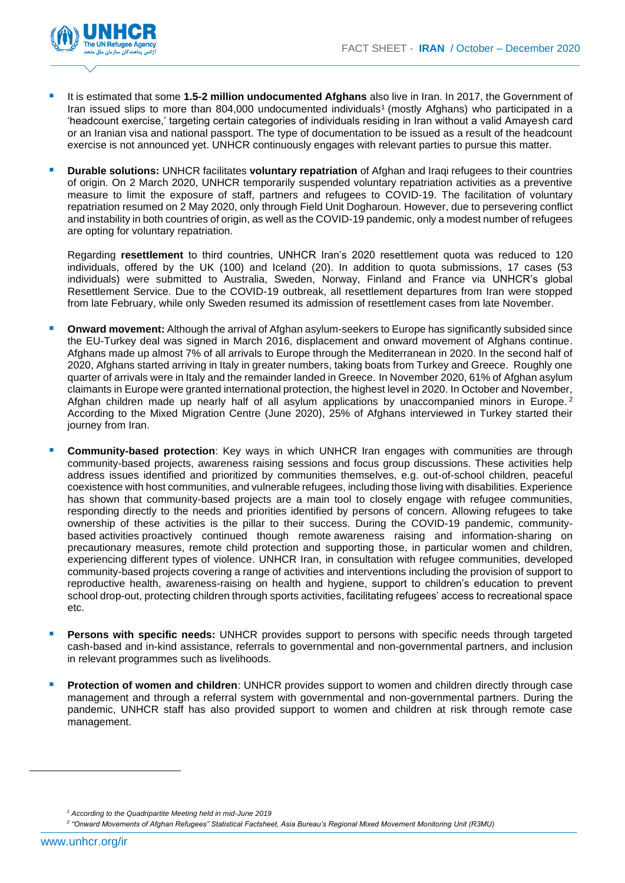- It is estimated that some **1.5-2 million undocumented Afghans** also live in Iran. In 2017, the Government of Iran issued slips to more than 804,000 undocumented individuals[1] (mostly Afghans) who participated in a 'headcount exercise,' targeting certain categories of individuals residing in Iran without a valid Amayesh card or an Iranian visa and national passport. The type of documentation to be issued as a result of the headcount exercise is not announced yet. UNHCR continuously engages with relevant parties to pursue this matter.

- **Durable solutions:** UNHCR facilitates **voluntary repatriation** of Afghan and Iraqi refugees to their countries of origin. On 2 March 2020, UNHCR temporarily suspended voluntary repatriation activities as a preventive measure to limit the exposure of staff, partners and refugees to COVID-19. The facilitation of voluntary repatriation resumed on 2 May 2020, only through Field Unit Dogharoun. However, due to persevering conflict and instability in both countries of origin, as well as the COVID-19 pandemic, only a modest number of refugees are opting for voluntary repatriation.

  Regarding **resettlement** to third countries, UNHCR Iran's 2020 resettlement quota was reduced to 120 individuals, offered by the UK (100) and Iceland (20). In addition to quota submissions, 17 cases (53 individuals) were submitted to Australia, Sweden, Norway, Finland and France via UNHCR's global Resettlement Service. Due to the COVID-19 outbreak, all resettlement departures from Iran were stopped from late February, while only Sweden resumed its admission of resettlement cases from late November.

- **Onward movement:** Although the arrival of Afghan asylum-seekers to Europe has significantly subsided since the EU-Turkey deal was signed in March 2016, displacement and onward movement of Afghans continue. Afghans made up almost 7% of all arrivals to Europe through the Mediterranean in 2020. In the second half of 2020, Afghans started arriving in Italy in greater numbers, taking boats from Turkey and Greece. Roughly one quarter of arrivals were in Italy and the remainder landed in Greece. In November 2020, 61% of Afghan asylum claimants in Europe were granted international protection, the highest level in 2020. In October and November, Afghan children made up nearly half of all asylum applications by unaccompanied minors in Europe.[2] According to the Mixed Migration Centre (June 2020), 25% of Afghans interviewed in Turkey started their journey from Iran.

- **Community-based protection**: Key ways in which UNHCR Iran engages with communities are through community-based projects, awareness raising sessions and focus group discussions. These activities help address issues identified and prioritized by communities themselves, e.g. out-of-school children, peaceful coexistence with host communities, and vulnerable refugees, including those living with disabilities. Experience has shown that community-based projects are a main tool to closely engage with refugee communities, responding directly to the needs and priorities identified by persons of concern. Allowing refugees to take ownership of these activities is the pillar to their success. During the COVID-19 pandemic, community-based activities proactively continued though remote awareness raising and information-sharing on precautionary measures, remote child protection and supporting those, in particular women and children, experiencing different types of violence. UNHCR Iran, in consultation with refugee communities, developed community-based projects covering a range of activities and interventions including the provision of support to reproductive health, awareness-raising on health and hygiene, support to children's education to prevent school drop-out, protecting children through sports activities, facilitating refugees' access to recreational space etc.

- **Persons with specific needs:** UNHCR provides support to persons with specific needs through targeted cash-based and in-kind assistance, referrals to governmental and non-governmental partners, and inclusion in relevant programmes such as livelihoods.

- **Protection of women and children**: UNHCR provides support to women and children directly through case management and through a referral system with governmental and non-governmental partners. During the pandemic, UNHCR staff has also provided support to women and children at risk through remote case management.

---

*[1] According to the Quadripartite Meeting held in mid-June 2019*

*[2] "Onward Movements of Afghan Refugees" Statistical Factsheet, Asia Bureau's Regional Mixed Movement Monitoring Unit (R3MU)*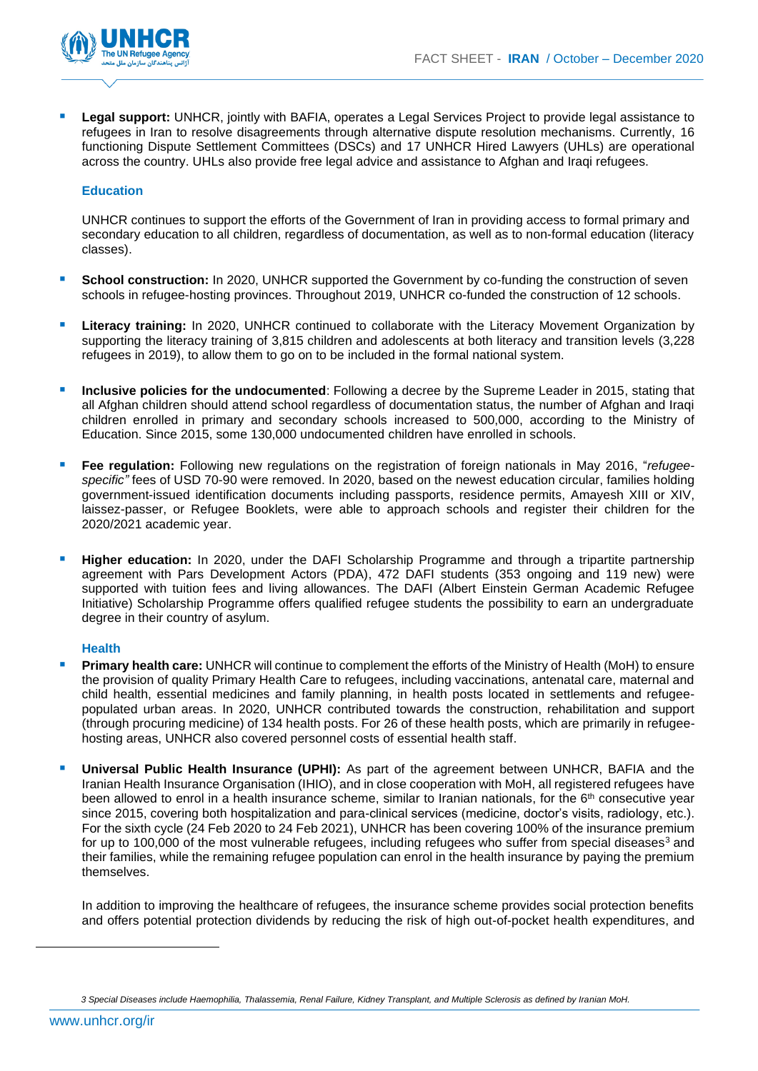- **Legal support:** UNHCR, jointly with BAFIA, operates a Legal Services Project to provide legal assistance to refugees in Iran to resolve disagreements through alternative dispute resolution mechanisms. Currently, 16 functioning Dispute Settlement Committees (DSCs) and 17 UNHCR Hired Lawyers (UHLs) are operational across the country. UHLs also provide free legal advice and assistance to Afghan and Iraqi refugees.

### Education

UNHCR continues to support the efforts of the Government of Iran in providing access to formal primary and secondary education to all children, regardless of documentation, as well as to non-formal education (literacy classes).

- **School construction:** In 2020, UNHCR supported the Government by co-funding the construction of seven schools in refugee-hosting provinces. Throughout 2019, UNHCR co-funded the construction of 12 schools.

- **Literacy training:** In 2020, UNHCR continued to collaborate with the Literacy Movement Organization by supporting the literacy training of 3,815 children and adolescents at both literacy and transition levels (3,228 refugees in 2019), to allow them to go on to be included in the formal national system.

- **Inclusive policies for the undocumented**: Following a decree by the Supreme Leader in 2015, stating that all Afghan children should attend school regardless of documentation status, the number of Afghan and Iraqi children enrolled in primary and secondary schools increased to 500,000, according to the Ministry of Education. Since 2015, some 130,000 undocumented children have enrolled in schools.

- **Fee regulation:** Following new regulations on the registration of foreign nationals in May 2016, "*refugee-specific"* fees of USD 70-90 were removed. In 2020, based on the newest education circular, families holding government-issued identification documents including passports, residence permits, Amayesh XIII or XIV, laissez-passer, or Refugee Booklets, were able to approach schools and register their children for the 2020/2021 academic year.

- **Higher education:** In 2020, under the DAFI Scholarship Programme and through a tripartite partnership agreement with Pars Development Actors (PDA), 472 DAFI students (353 ongoing and 119 new) were supported with tuition fees and living allowances. The DAFI (Albert Einstein German Academic Refugee Initiative) Scholarship Programme offers qualified refugee students the possibility to earn an undergraduate degree in their country of asylum.

### Health

- **Primary health care:** UNHCR will continue to complement the efforts of the Ministry of Health (MoH) to ensure the provision of quality Primary Health Care to refugees, including vaccinations, antenatal care, maternal and child health, essential medicines and family planning, in health posts located in settlements and refugee-populated urban areas. In 2020, UNHCR contributed towards the construction, rehabilitation and support (through procuring medicine) of 134 health posts. For 26 of these health posts, which are primarily in refugee-hosting areas, UNHCR also covered personnel costs of essential health staff.

- **Universal Public Health Insurance (UPHI):** As part of the agreement between UNHCR, BAFIA and the Iranian Health Insurance Organisation (IHIO), and in close cooperation with MoH, all registered refugees have been allowed to enrol in a health insurance scheme, similar to Iranian nationals, for the 6th consecutive year since 2015, covering both hospitalization and para-clinical services (medicine, doctor's visits, radiology, etc.). For the sixth cycle (24 Feb 2020 to 24 Feb 2021), UNHCR has been covering 100% of the insurance premium for up to 100,000 of the most vulnerable refugees, including refugees who suffer from special diseases[3] and their families, while the remaining refugee population can enrol in the health insurance by paying the premium themselves.

  In addition to improving the healthcare of refugees, the insurance scheme provides social protection benefits and offers potential protection dividends by reducing the risk of high out-of-pocket health expenditures, and

*3 Special Diseases include Haemophilia, Thalassemia, Renal Failure, Kidney Transplant, and Multiple Sclerosis as defined by Iranian MoH.*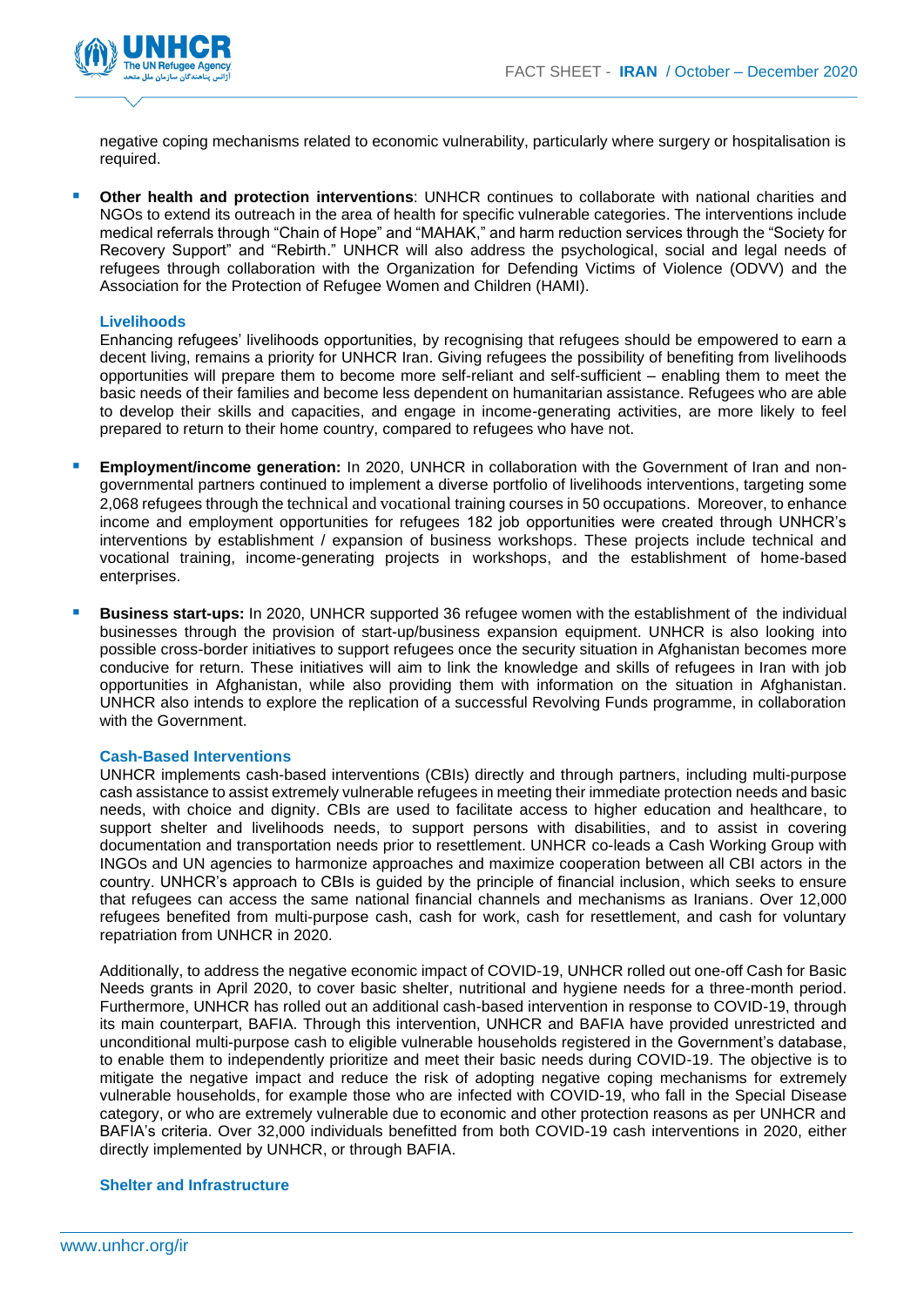negative coping mechanisms related to economic vulnerability, particularly where surgery or hospitalisation is required.

- **Other health and protection interventions**: UNHCR continues to collaborate with national charities and NGOs to extend its outreach in the area of health for specific vulnerable categories. The interventions include medical referrals through "Chain of Hope" and "MAHAK," and harm reduction services through the "Society for Recovery Support" and "Rebirth." UNHCR will also address the psychological, social and legal needs of refugees through collaboration with the Organization for Defending Victims of Violence (ODVV) and the Association for the Protection of Refugee Women and Children (HAMI).

### Livelihoods

Enhancing refugees' livelihoods opportunities, by recognising that refugees should be empowered to earn a decent living, remains a priority for UNHCR Iran. Giving refugees the possibility of benefiting from livelihoods opportunities will prepare them to become more self-reliant and self-sufficient – enabling them to meet the basic needs of their families and become less dependent on humanitarian assistance. Refugees who are able to develop their skills and capacities, and engage in income-generating activities, are more likely to feel prepared to return to their home country, compared to refugees who have not.

- **Employment/income generation:** In 2020, UNHCR in collaboration with the Government of Iran and non-governmental partners continued to implement a diverse portfolio of livelihoods interventions, targeting some 2,068 refugees through the technical and vocational training courses in 50 occupations. Moreover, to enhance income and employment opportunities for refugees 182 job opportunities were created through UNHCR's interventions by establishment / expansion of business workshops. These projects include technical and vocational training, income-generating projects in workshops, and the establishment of home-based enterprises.

- **Business start-ups:** In 2020, UNHCR supported 36 refugee women with the establishment of the individual businesses through the provision of start-up/business expansion equipment. UNHCR is also looking into possible cross-border initiatives to support refugees once the security situation in Afghanistan becomes more conducive for return. These initiatives will aim to link the knowledge and skills of refugees in Iran with job opportunities in Afghanistan, while also providing them with information on the situation in Afghanistan. UNHCR also intends to explore the replication of a successful Revolving Funds programme, in collaboration with the Government.

### Cash-Based Interventions

UNHCR implements cash-based interventions (CBIs) directly and through partners, including multi-purpose cash assistance to assist extremely vulnerable refugees in meeting their immediate protection needs and basic needs, with choice and dignity. CBIs are used to facilitate access to higher education and healthcare, to support shelter and livelihoods needs, to support persons with disabilities, and to assist in covering documentation and transportation needs prior to resettlement. UNHCR co-leads a Cash Working Group with INGOs and UN agencies to harmonize approaches and maximize cooperation between all CBI actors in the country. UNHCR's approach to CBIs is guided by the principle of financial inclusion, which seeks to ensure that refugees can access the same national financial channels and mechanisms as Iranians. Over 12,000 refugees benefited from multi-purpose cash, cash for work, cash for resettlement, and cash for voluntary repatriation from UNHCR in 2020.

Additionally, to address the negative economic impact of COVID-19, UNHCR rolled out one-off Cash for Basic Needs grants in April 2020, to cover basic shelter, nutritional and hygiene needs for a three-month period. Furthermore, UNHCR has rolled out an additional cash-based intervention in response to COVID-19, through its main counterpart, BAFIA. Through this intervention, UNHCR and BAFIA have provided unrestricted and unconditional multi-purpose cash to eligible vulnerable households registered in the Government's database, to enable them to independently prioritize and meet their basic needs during COVID-19. The objective is to mitigate the negative impact and reduce the risk of adopting negative coping mechanisms for extremely vulnerable households, for example those who are infected with COVID-19, who fall in the Special Disease category, or who are extremely vulnerable due to economic and other protection reasons as per UNHCR and BAFIA's criteria. Over 32,000 individuals benefitted from both COVID-19 cash interventions in 2020, either directly implemented by UNHCR, or through BAFIA.

### Shelter and Infrastructure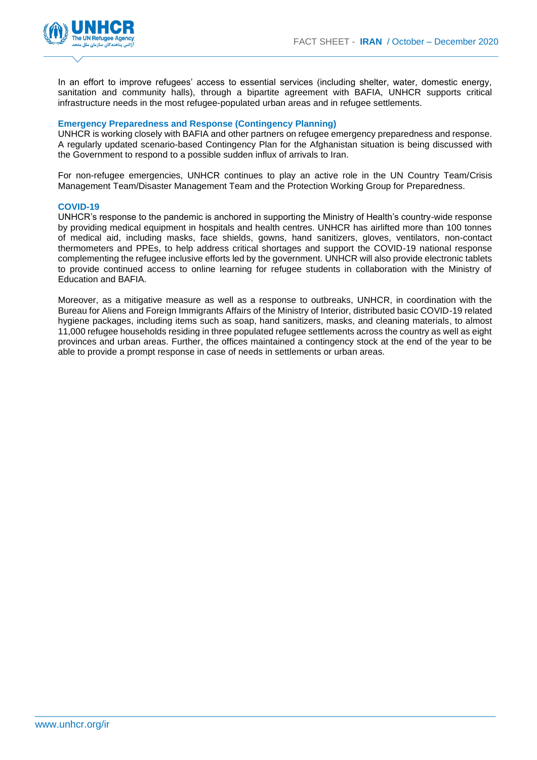In an effort to improve refugees' access to essential services (including shelter, water, domestic energy, sanitation and community halls), through a bipartite agreement with BAFIA, UNHCR supports critical infrastructure needs in the most refugee-populated urban areas and in refugee settlements.

### Emergency Preparedness and Response (Contingency Planning)

UNHCR is working closely with BAFIA and other partners on refugee emergency preparedness and response. A regularly updated scenario-based Contingency Plan for the Afghanistan situation is being discussed with the Government to respond to a possible sudden influx of arrivals to Iran.

For non-refugee emergencies, UNHCR continues to play an active role in the UN Country Team/Crisis Management Team/Disaster Management Team and the Protection Working Group for Preparedness.

### COVID-19

UNHCR's response to the pandemic is anchored in supporting the Ministry of Health's country-wide response by providing medical equipment in hospitals and health centres. UNHCR has airlifted more than 100 tonnes of medical aid, including masks, face shields, gowns, hand sanitizers, gloves, ventilators, non-contact thermometers and PPEs, to help address critical shortages and support the COVID-19 national response complementing the refugee inclusive efforts led by the government. UNHCR will also provide electronic tablets to provide continued access to online learning for refugee students in collaboration with the Ministry of Education and BAFIA.

Moreover, as a mitigative measure as well as a response to outbreaks, UNHCR, in coordination with the Bureau for Aliens and Foreign Immigrants Affairs of the Ministry of Interior, distributed basic COVID-19 related hygiene packages, including items such as soap, hand sanitizers, masks, and cleaning materials, to almost 11,000 refugee households residing in three populated refugee settlements across the country as well as eight provinces and urban areas. Further, the offices maintained a contingency stock at the end of the year to be able to provide a prompt response in case of needs in settlements or urban areas.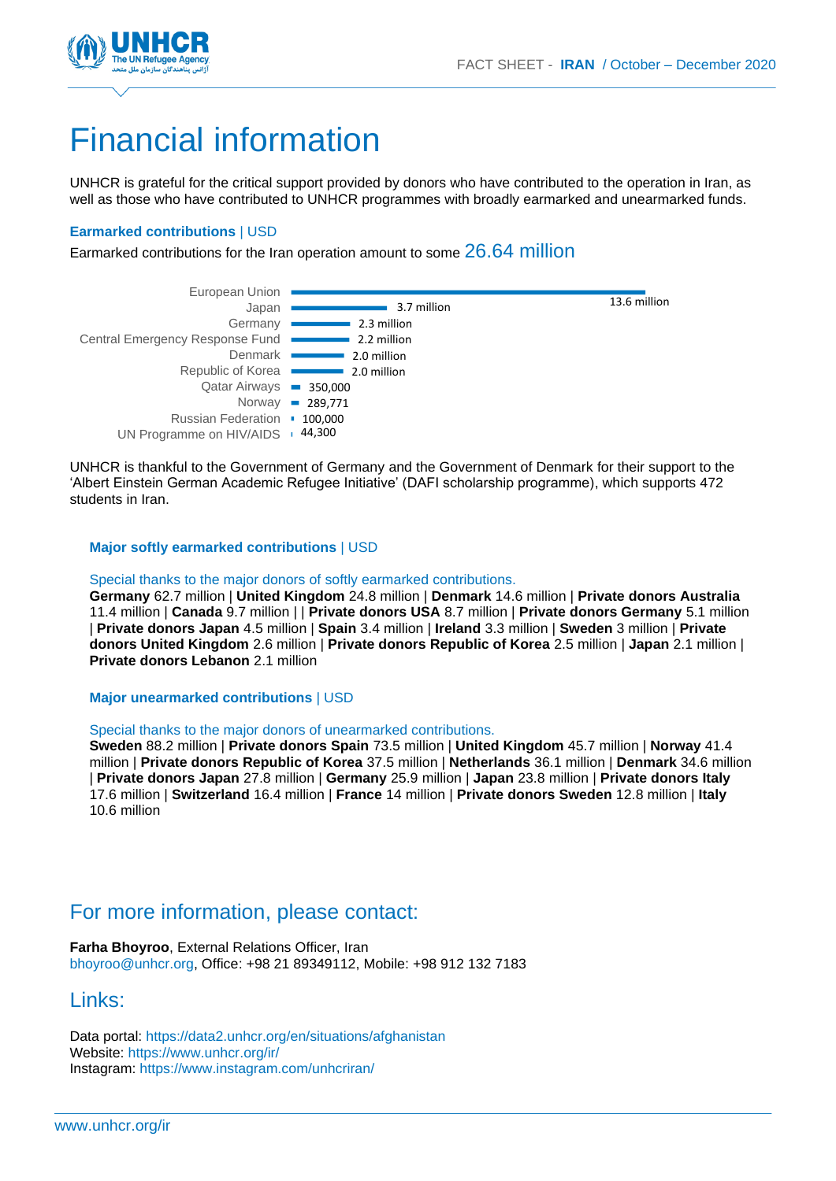# Financial information

UNHCR is grateful for the critical support provided by donors who have contributed to the operation in Iran, as well as those who have contributed to UNHCR programmes with broadly earmarked and unearmarked funds.

**Earmarked contributions** | USD

Earmarked contributions for the Iran operation amount to some 26.64 million

European Union 13.6 million
Japan 3.7 million
Germany 2.3 million
Central Emergency Response Fund 2.2 million
Denmark 2.0 million
Republic of Korea 2.0 million
Qatar Airways 350,000
Norway 289,771
Russian Federation 100,000
UN Programme on HIV/AIDS 44,300

UNHCR is thankful to the Government of Germany and the Government of Denmark for their support to the 'Albert Einstein German Academic Refugee Initiative' (DAFI scholarship programme), which supports 472 students in Iran.

**Major softly earmarked contributions** | USD

Special thanks to the major donors of softly earmarked contributions.

**Germany** 62.7 million | **United Kingdom** 24.8 million | **Denmark** 14.6 million | **Private donors Australia** 11.4 million | **Canada** 9.7 million | | **Private donors USA** 8.7 million | **Private donors Germany** 5.1 million | **Private donors Japan** 4.5 million | **Spain** 3.4 million | **Ireland** 3.3 million | **Sweden** 3 million | **Private donors United Kingdom** 2.6 million | **Private donors Republic of Korea** 2.5 million | **Japan** 2.1 million | **Private donors Lebanon** 2.1 million

**Major unearmarked contributions** | USD

Special thanks to the major donors of unearmarked contributions.

**Sweden** 88.2 million | **Private donors Spain** 73.5 million | **United Kingdom** 45.7 million | **Norway** 41.4 million | **Private donors Republic of Korea** 37.5 million | **Netherlands** 36.1 million | **Denmark** 34.6 million | **Private donors Japan** 27.8 million | **Germany** 25.9 million | **Japan** 23.8 million | **Private donors Italy** 17.6 million | **Switzerland** 16.4 million | **France** 14 million | **Private donors Sweden** 12.8 million | **Italy** 10.6 million

## For more information, please contact:

**Farha Bhoyroo**, External Relations Officer, Iran
bhoyroo@unhcr.org, Office: +98 21 89349112, Mobile: +98 912 132 7183

## Links:

Data portal: https://data2.unhcr.org/en/situations/afghanistan
Website: https://www.unhcr.org/ir/
Instagram: https://www.instagram.com/unhcriran/